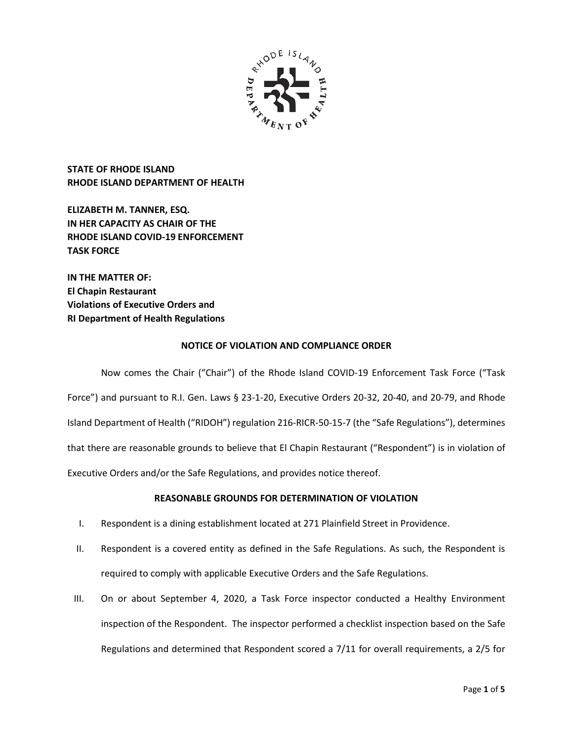**STATE OF RHODE ISLAND**
**RHODE ISLAND DEPARTMENT OF HEALTH**

**ELIZABETH M. TANNER, ESQ.**
**IN HER CAPACITY AS CHAIR OF THE**
**RHODE ISLAND COVID-19 ENFORCEMENT**
**TASK FORCE**

**IN THE MATTER OF:**
**El Chapin Restaurant**
**Violations of Executive Orders and**
**RI Department of Health Regulations**

## NOTICE OF VIOLATION AND COMPLIANCE ORDER

Now comes the Chair ("Chair") of the Rhode Island COVID-19 Enforcement Task Force ("Task Force") and pursuant to R.I. Gen. Laws § 23-1-20, Executive Orders 20-32, 20-40, and 20-79, and Rhode Island Department of Health ("RIDOH") regulation 216-RICR-50-15-7 (the "Safe Regulations"), determines that there are reasonable grounds to believe that El Chapin Restaurant ("Respondent") is in violation of Executive Orders and/or the Safe Regulations, and provides notice thereof.

## REASONABLE GROUNDS FOR DETERMINATION OF VIOLATION

I. Respondent is a dining establishment located at 271 Plainfield Street in Providence.

II. Respondent is a covered entity as defined in the Safe Regulations. As such, the Respondent is required to comply with applicable Executive Orders and the Safe Regulations.

III. On or about September 4, 2020, a Task Force inspector conducted a Healthy Environment inspection of the Respondent. The inspector performed a checklist inspection based on the Safe Regulations and determined that Respondent scored a 7/11 for overall requirements, a 2/5 for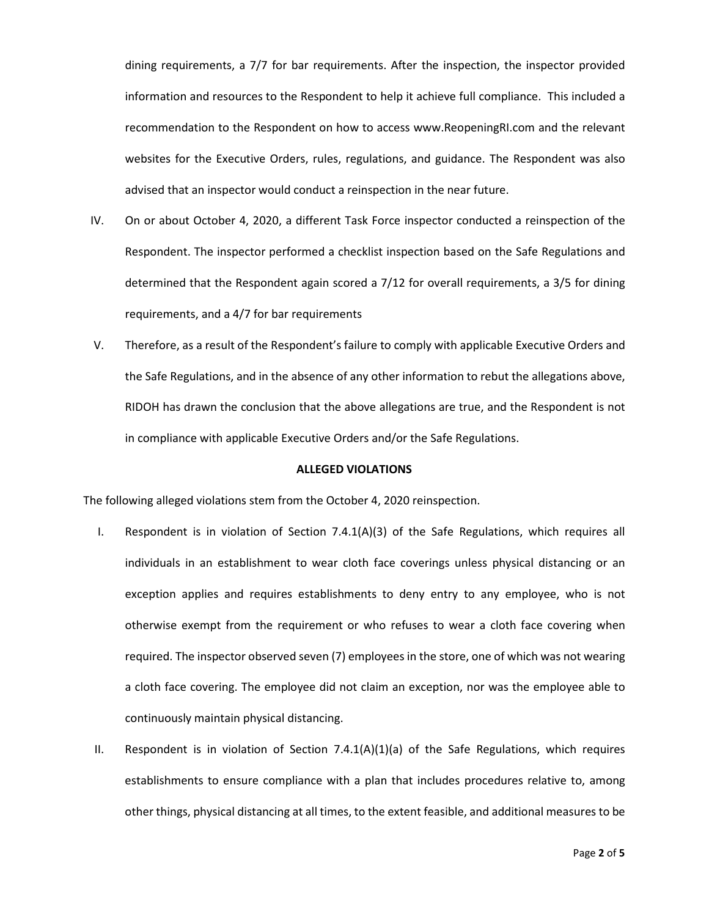dining requirements, a 7/7 for bar requirements. After the inspection, the inspector provided information and resources to the Respondent to help it achieve full compliance. This included a recommendation to the Respondent on how to access www.ReopeningRI.com and the relevant websites for the Executive Orders, rules, regulations, and guidance. The Respondent was also advised that an inspector would conduct a reinspection in the near future.

IV. On or about October 4, 2020, a different Task Force inspector conducted a reinspection of the Respondent. The inspector performed a checklist inspection based on the Safe Regulations and determined that the Respondent again scored a 7/12 for overall requirements, a 3/5 for dining requirements, and a 4/7 for bar requirements

V. Therefore, as a result of the Respondent's failure to comply with applicable Executive Orders and the Safe Regulations, and in the absence of any other information to rebut the allegations above, RIDOH has drawn the conclusion that the above allegations are true, and the Respondent is not in compliance with applicable Executive Orders and/or the Safe Regulations.

**ALLEGED VIOLATIONS**

The following alleged violations stem from the October 4, 2020 reinspection.

I. Respondent is in violation of Section 7.4.1(A)(3) of the Safe Regulations, which requires all individuals in an establishment to wear cloth face coverings unless physical distancing or an exception applies and requires establishments to deny entry to any employee, who is not otherwise exempt from the requirement or who refuses to wear a cloth face covering when required. The inspector observed seven (7) employees in the store, one of which was not wearing a cloth face covering. The employee did not claim an exception, nor was the employee able to continuously maintain physical distancing.

II. Respondent is in violation of Section 7.4.1(A)(1)(a) of the Safe Regulations, which requires establishments to ensure compliance with a plan that includes procedures relative to, among other things, physical distancing at all times, to the extent feasible, and additional measures to be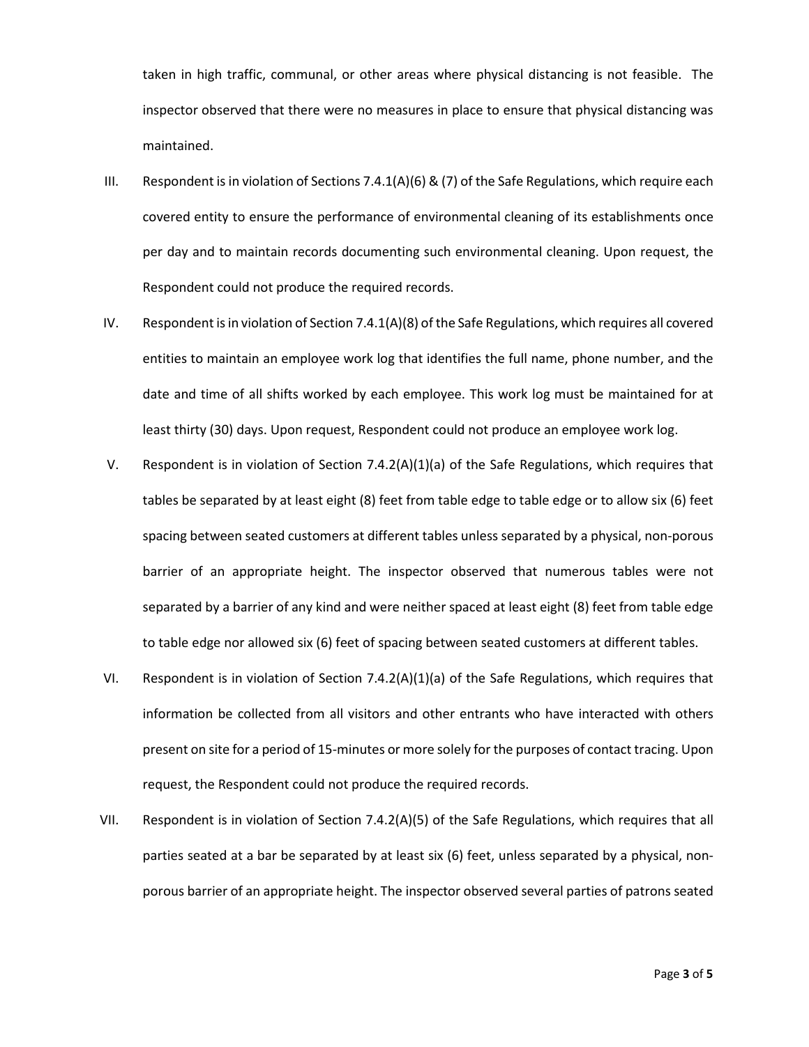taken in high traffic, communal, or other areas where physical distancing is not feasible. The inspector observed that there were no measures in place to ensure that physical distancing was maintained.

III. Respondent is in violation of Sections 7.4.1(A)(6) & (7) of the Safe Regulations, which require each covered entity to ensure the performance of environmental cleaning of its establishments once per day and to maintain records documenting such environmental cleaning. Upon request, the Respondent could not produce the required records.

IV. Respondent is in violation of Section 7.4.1(A)(8) of the Safe Regulations, which requires all covered entities to maintain an employee work log that identifies the full name, phone number, and the date and time of all shifts worked by each employee. This work log must be maintained for at least thirty (30) days. Upon request, Respondent could not produce an employee work log.

V. Respondent is in violation of Section 7.4.2(A)(1)(a) of the Safe Regulations, which requires that tables be separated by at least eight (8) feet from table edge to table edge or to allow six (6) feet spacing between seated customers at different tables unless separated by a physical, non-porous barrier of an appropriate height. The inspector observed that numerous tables were not separated by a barrier of any kind and were neither spaced at least eight (8) feet from table edge to table edge nor allowed six (6) feet of spacing between seated customers at different tables.

VI. Respondent is in violation of Section 7.4.2(A)(1)(a) of the Safe Regulations, which requires that information be collected from all visitors and other entrants who have interacted with others present on site for a period of 15-minutes or more solely for the purposes of contact tracing. Upon request, the Respondent could not produce the required records.

VII. Respondent is in violation of Section 7.4.2(A)(5) of the Safe Regulations, which requires that all parties seated at a bar be separated by at least six (6) feet, unless separated by a physical, non-porous barrier of an appropriate height. The inspector observed several parties of patrons seated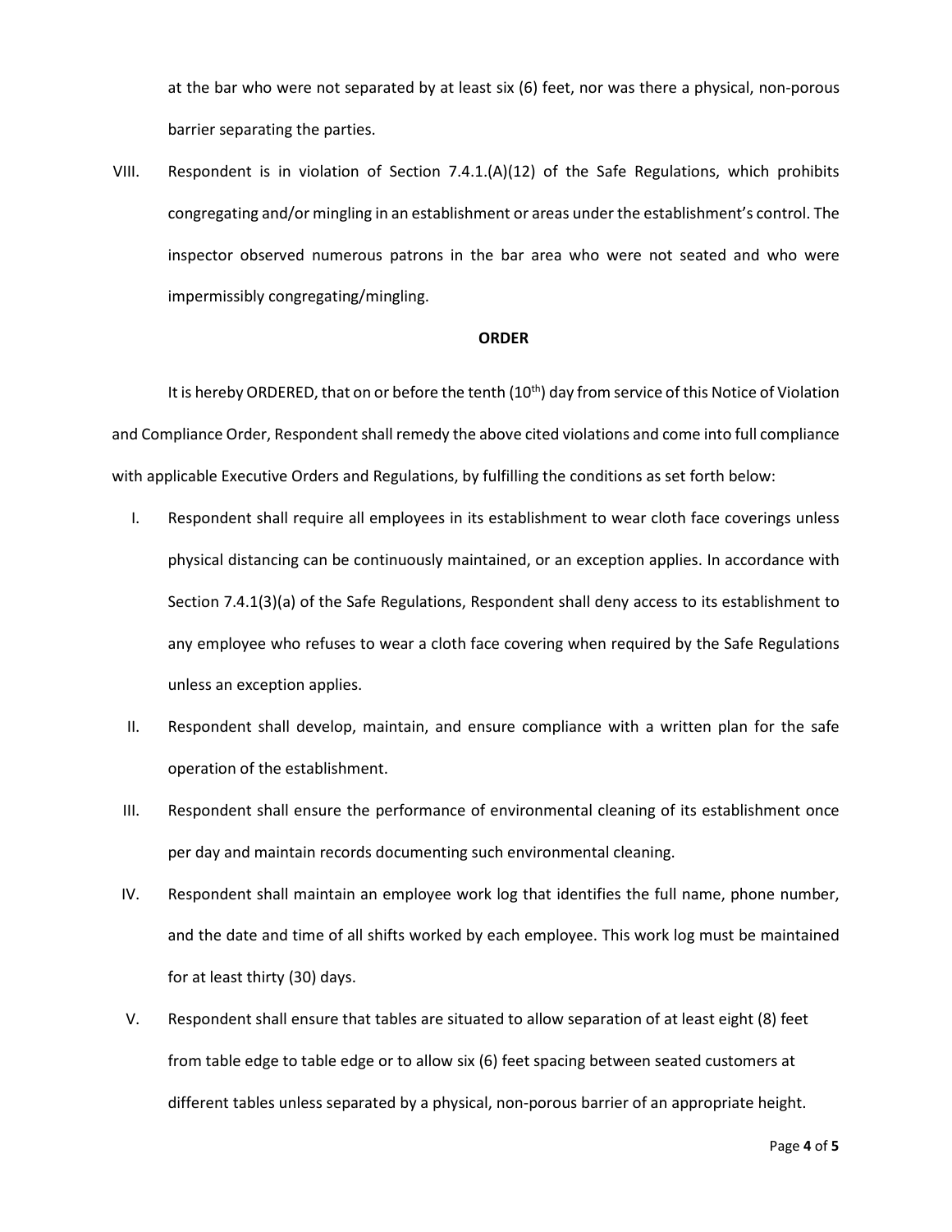at the bar who were not separated by at least six (6) feet, nor was there a physical, non-porous barrier separating the parties.

VIII. Respondent is in violation of Section 7.4.1.(A)(12) of the Safe Regulations, which prohibits congregating and/or mingling in an establishment or areas under the establishment's control. The inspector observed numerous patrons in the bar area who were not seated and who were impermissibly congregating/mingling.

**ORDER**

It is hereby ORDERED, that on or before the tenth (10th) day from service of this Notice of Violation and Compliance Order, Respondent shall remedy the above cited violations and come into full compliance with applicable Executive Orders and Regulations, by fulfilling the conditions as set forth below:

I. Respondent shall require all employees in its establishment to wear cloth face coverings unless physical distancing can be continuously maintained, or an exception applies. In accordance with Section 7.4.1(3)(a) of the Safe Regulations, Respondent shall deny access to its establishment to any employee who refuses to wear a cloth face covering when required by the Safe Regulations unless an exception applies.

II. Respondent shall develop, maintain, and ensure compliance with a written plan for the safe operation of the establishment.

III. Respondent shall ensure the performance of environmental cleaning of its establishment once per day and maintain records documenting such environmental cleaning.

IV. Respondent shall maintain an employee work log that identifies the full name, phone number, and the date and time of all shifts worked by each employee. This work log must be maintained for at least thirty (30) days.

V. Respondent shall ensure that tables are situated to allow separation of at least eight (8) feet from table edge to table edge or to allow six (6) feet spacing between seated customers at different tables unless separated by a physical, non-porous barrier of an appropriate height.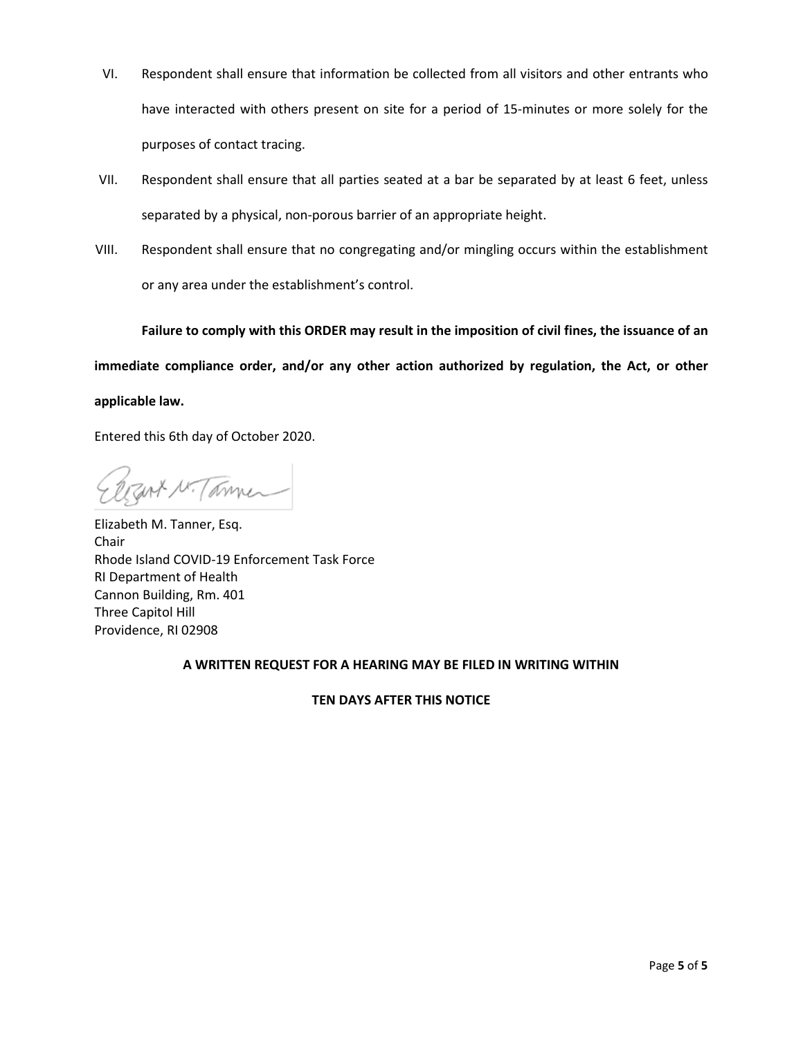VI. Respondent shall ensure that information be collected from all visitors and other entrants who have interacted with others present on site for a period of 15-minutes or more solely for the purposes of contact tracing.

VII. Respondent shall ensure that all parties seated at a bar be separated by at least 6 feet, unless separated by a physical, non-porous barrier of an appropriate height.

VIII. Respondent shall ensure that no congregating and/or mingling occurs within the establishment or any area under the establishment's control.

**Failure to comply with this ORDER may result in the imposition of civil fines, the issuance of an immediate compliance order, and/or any other action authorized by regulation, the Act, or other applicable law.**

Entered this 6th day of October 2020.

Elizabeth M. Tanner, Esq.
Chair
Rhode Island COVID-19 Enforcement Task Force
RI Department of Health
Cannon Building, Rm. 401
Three Capitol Hill
Providence, RI 02908

**A WRITTEN REQUEST FOR A HEARING MAY BE FILED IN WRITING WITHIN**

**TEN DAYS AFTER THIS NOTICE**